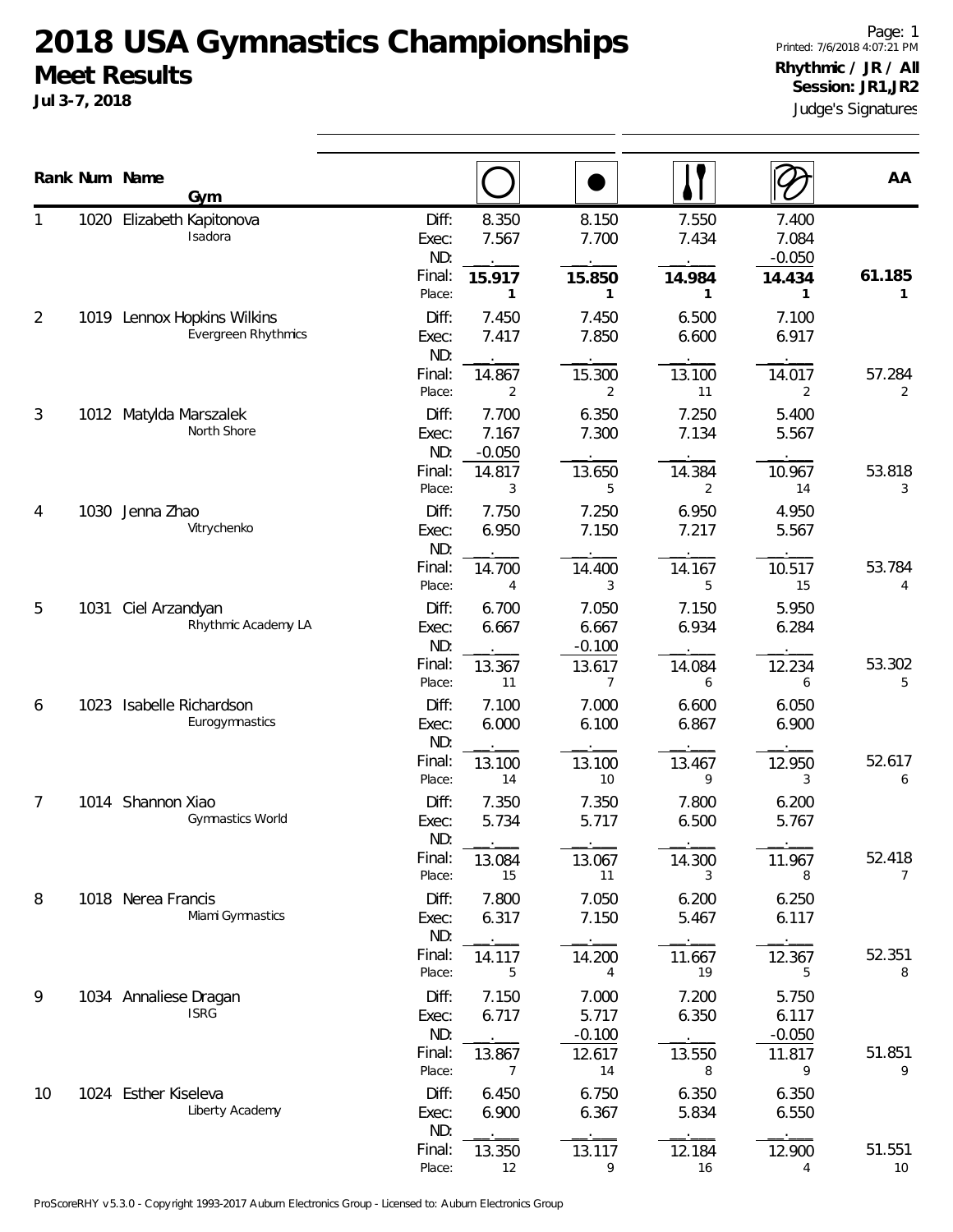# 2018 USA Gymnastics Championships

## Meet Results

**Jul 3-7, 2018**

Page: 1
Printed: 7/6/2018 4:07:21 PM

**Rhythmic / JR / All**
**Session: JR1,JR2**

Judge's Signatures

| Rank | Num | Name / Gym | | Hoop | Ball | Clubs | Ribbon | AA |
|---|---|---|---|---|---|---|---|---|
| 1 | 1020 | Elizabeth Kapitonova<br>Isadora | Diff: | 8.350 | 8.150 | 7.550 | 7.400 | |
| | | | Exec: | 7.567 | 7.700 | 7.434 | 7.084 | |
| | | | ND: | | | | -0.050 | |
| | | | Final: | **15.917** | **15.850** | **14.984** | **14.434** | **61.185** |
| | | | Place: | 1 | 1 | 1 | 1 | 1 |
| 2 | 1019 | Lennox Hopkins Wilkins<br>Evergreen Rhythmics | Diff: | 7.450 | 7.450 | 6.500 | 7.100 | |
| | | | Exec: | 7.417 | 7.850 | 6.600 | 6.917 | |
| | | | ND: | | | | | |
| | | | Final: | 14.867 | 15.300 | 13.100 | 14.017 | 57.284 |
| | | | Place: | 2 | 2 | 11 | 2 | 2 |
| 3 | 1012 | Matylda Marszalek<br>North Shore | Diff: | 7.700 | 6.350 | 7.250 | 5.400 | |
| | | | Exec: | 7.167 | 7.300 | 7.134 | 5.567 | |
| | | | ND: | -0.050 | | | | |
| | | | Final: | 14.817 | 13.650 | 14.384 | 10.967 | 53.818 |
| | | | Place: | 3 | 5 | 2 | 14 | 3 |
| 4 | 1030 | Jenna Zhao<br>Vitrychenko | Diff: | 7.750 | 7.250 | 6.950 | 4.950 | |
| | | | Exec: | 6.950 | 7.150 | 7.217 | 5.567 | |
| | | | ND: | | | | | |
| | | | Final: | 14.700 | 14.400 | 14.167 | 10.517 | 53.784 |
| | | | Place: | 4 | 3 | 5 | 15 | 4 |
| 5 | 1031 | Ciel Arzandyan<br>Rhythmic Academy LA | Diff: | 6.700 | 7.050 | 7.150 | 5.950 | |
| | | | Exec: | 6.667 | 6.667 | 6.934 | 6.284 | |
| | | | ND: | | -0.100 | | | |
| | | | Final: | 13.367 | 13.617 | 14.084 | 12.234 | 53.302 |
| | | | Place: | 11 | 7 | 6 | 6 | 5 |
| 6 | 1023 | Isabelle Richardson<br>Eurogymnastics | Diff: | 7.100 | 7.000 | 6.600 | 6.050 | |
| | | | Exec: | 6.000 | 6.100 | 6.867 | 6.900 | |
| | | | ND: | | | | | |
| | | | Final: | 13.100 | 13.100 | 13.467 | 12.950 | 52.617 |
| | | | Place: | 14 | 10 | 9 | 3 | 6 |
| 7 | 1014 | Shannon Xiao<br>Gymnastics World | Diff: | 7.350 | 7.350 | 7.800 | 6.200 | |
| | | | Exec: | 5.734 | 5.717 | 6.500 | 5.767 | |
| | | | ND: | | | | | |
| | | | Final: | 13.084 | 13.067 | 14.300 | 11.967 | 52.418 |
| | | | Place: | 15 | 11 | 3 | 8 | 7 |
| 8 | 1018 | Nerea Francis<br>Miami Gymnastics | Diff: | 7.800 | 7.050 | 6.200 | 6.250 | |
| | | | Exec: | 6.317 | 7.150 | 5.467 | 6.117 | |
| | | | ND: | | | | | |
| | | | Final: | 14.117 | 14.200 | 11.667 | 12.367 | 52.351 |
| | | | Place: | 5 | 4 | 19 | 5 | 8 |
| 9 | 1034 | Annaliese Dragan<br>ISRG | Diff: | 7.150 | 7.000 | 7.200 | 5.750 | |
| | | | Exec: | 6.717 | 5.717 | 6.350 | 6.117 | |
| | | | ND: | | -0.100 | | -0.050 | |
| | | | Final: | 13.867 | 12.617 | 13.550 | 11.817 | 51.851 |
| | | | Place: | 7 | 14 | 8 | 9 | 9 |
| 10 | 1024 | Esther Kiseleva<br>Liberty Academy | Diff: | 6.450 | 6.750 | 6.350 | 6.350 | |
| | | | Exec: | 6.900 | 6.367 | 5.834 | 6.550 | |
| | | | ND: | | | | | |
| | | | Final: | 13.350 | 13.117 | 12.184 | 12.900 | 51.551 |
| | | | Place: | 12 | 9 | 16 | 4 | 10 |

ProScoreRHY v5.3.0 - Copyright 1993-2017 Auburn Electronics Group - Licensed to: Auburn Electronics Group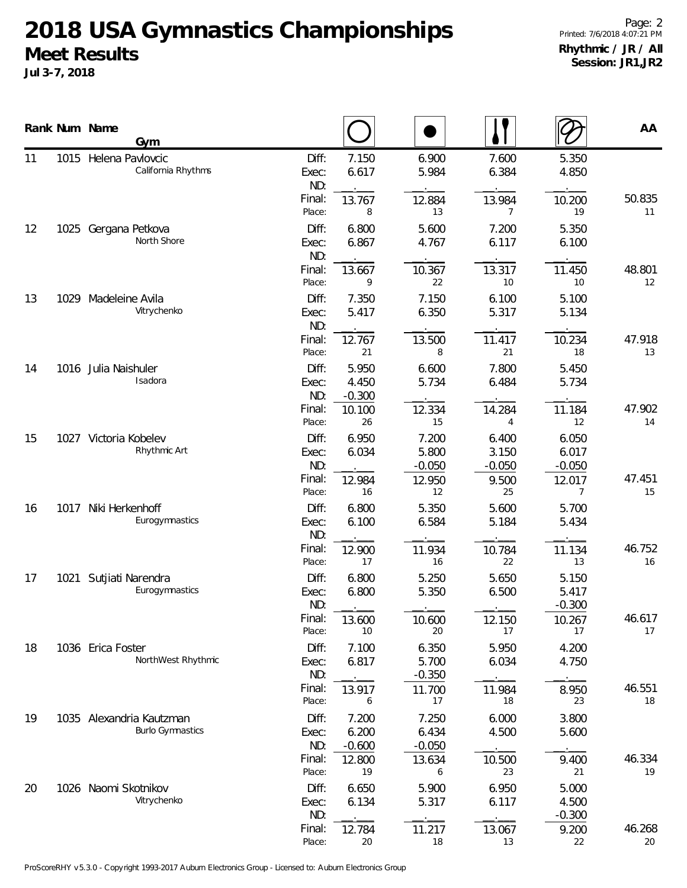# 2018 USA Gymnastics Championships

## Meet Results

**Jul 3-7, 2018**

**Rhythmic / JR / All**
**Session: JR1,JR2**

| Rank | Num | Name / Gym | | Hoop | Ball | Clubs | Ribbon | AA |
|---|---|---|---|---|---|---|---|---|
| 11 | 1015 | Helena Pavlovcic | Diff: | 7.150 | 6.900 | 7.600 | 5.350 | |
| | | California Rhythms | Exec: | 6.617 | 5.984 | 6.384 | 4.850 | |
| | | | ND: | | | | | |
| | | | Final: | 13.767 | 12.884 | 13.984 | 10.200 | 50.835 |
| | | | Place: | 8 | 13 | 7 | 19 | 11 |
| 12 | 1025 | Gergana Petkova | Diff: | 6.800 | 5.600 | 7.200 | 5.350 | |
| | | North Shore | Exec: | 6.867 | 4.767 | 6.117 | 6.100 | |
| | | | ND: | | | | | |
| | | | Final: | 13.667 | 10.367 | 13.317 | 11.450 | 48.801 |
| | | | Place: | 9 | 22 | 10 | 10 | 12 |
| 13 | 1029 | Madeleine Avila | Diff: | 7.350 | 7.150 | 6.100 | 5.100 | |
| | | Vitrychenko | Exec: | 5.417 | 6.350 | 5.317 | 5.134 | |
| | | | ND: | | | | | |
| | | | Final: | 12.767 | 13.500 | 11.417 | 10.234 | 47.918 |
| | | | Place: | 21 | 8 | 21 | 18 | 13 |
| 14 | 1016 | Julia Naishuler | Diff: | 5.950 | 6.600 | 7.800 | 5.450 | |
| | | Isadora | Exec: | 4.450 | 5.734 | 6.484 | 5.734 | |
| | | | ND: | -0.300 | | | | |
| | | | Final: | 10.100 | 12.334 | 14.284 | 11.184 | 47.902 |
| | | | Place: | 26 | 15 | 4 | 12 | 14 |
| 15 | 1027 | Victoria Kobelev | Diff: | 6.950 | 7.200 | 6.400 | 6.050 | |
| | | Rhythmic Art | Exec: | 6.034 | 5.800 | 3.150 | 6.017 | |
| | | | ND: | | -0.050 | -0.050 | -0.050 | |
| | | | Final: | 12.984 | 12.950 | 9.500 | 12.017 | 47.451 |
| | | | Place: | 16 | 12 | 25 | 7 | 15 |
| 16 | 1017 | Niki Herkenhoff | Diff: | 6.800 | 5.350 | 5.600 | 5.700 | |
| | | Eurogymnastics | Exec: | 6.100 | 6.584 | 5.184 | 5.434 | |
| | | | ND: | | | | | |
| | | | Final: | 12.900 | 11.934 | 10.784 | 11.134 | 46.752 |
| | | | Place: | 17 | 16 | 22 | 13 | 16 |
| 17 | 1021 | Sutjiati Narendra | Diff: | 6.800 | 5.250 | 5.650 | 5.150 | |
| | | Eurogymnastics | Exec: | 6.800 | 5.350 | 6.500 | 5.417 | |
| | | | ND: | | | | -0.300 | |
| | | | Final: | 13.600 | 10.600 | 12.150 | 10.267 | 46.617 |
| | | | Place: | 10 | 20 | 17 | 17 | 17 |
| 18 | 1036 | Erica Foster | Diff: | 7.100 | 6.350 | 5.950 | 4.200 | |
| | | NorthWest Rhythmic | Exec: | 6.817 | 5.700 | 6.034 | 4.750 | |
| | | | ND: | | -0.350 | | | |
| | | | Final: | 13.917 | 11.700 | 11.984 | 8.950 | 46.551 |
| | | | Place: | 6 | 17 | 18 | 23 | 18 |
| 19 | 1035 | Alexandria Kautzman | Diff: | 7.200 | 7.250 | 6.000 | 3.800 | |
| | | Burlo Gymnastics | Exec: | 6.200 | 6.434 | 4.500 | 5.600 | |
| | | | ND: | -0.600 | -0.050 | | | |
| | | | Final: | 12.800 | 13.634 | 10.500 | 9.400 | 46.334 |
| | | | Place: | 19 | 6 | 23 | 21 | 19 |
| 20 | 1026 | Naomi Skotnikov | Diff: | 6.650 | 5.900 | 6.950 | 5.000 | |
| | | Vitrychenko | Exec: | 6.134 | 5.317 | 6.117 | 4.500 | |
| | | | ND: | | | | -0.300 | |
| | | | Final: | 12.784 | 11.217 | 13.067 | 9.200 | 46.268 |
| | | | Place: | 20 | 18 | 13 | 22 | 20 |

ProScoreRHY v5.3.0 - Copyright 1993-2017 Auburn Electronics Group - Licensed to: Auburn Electronics Group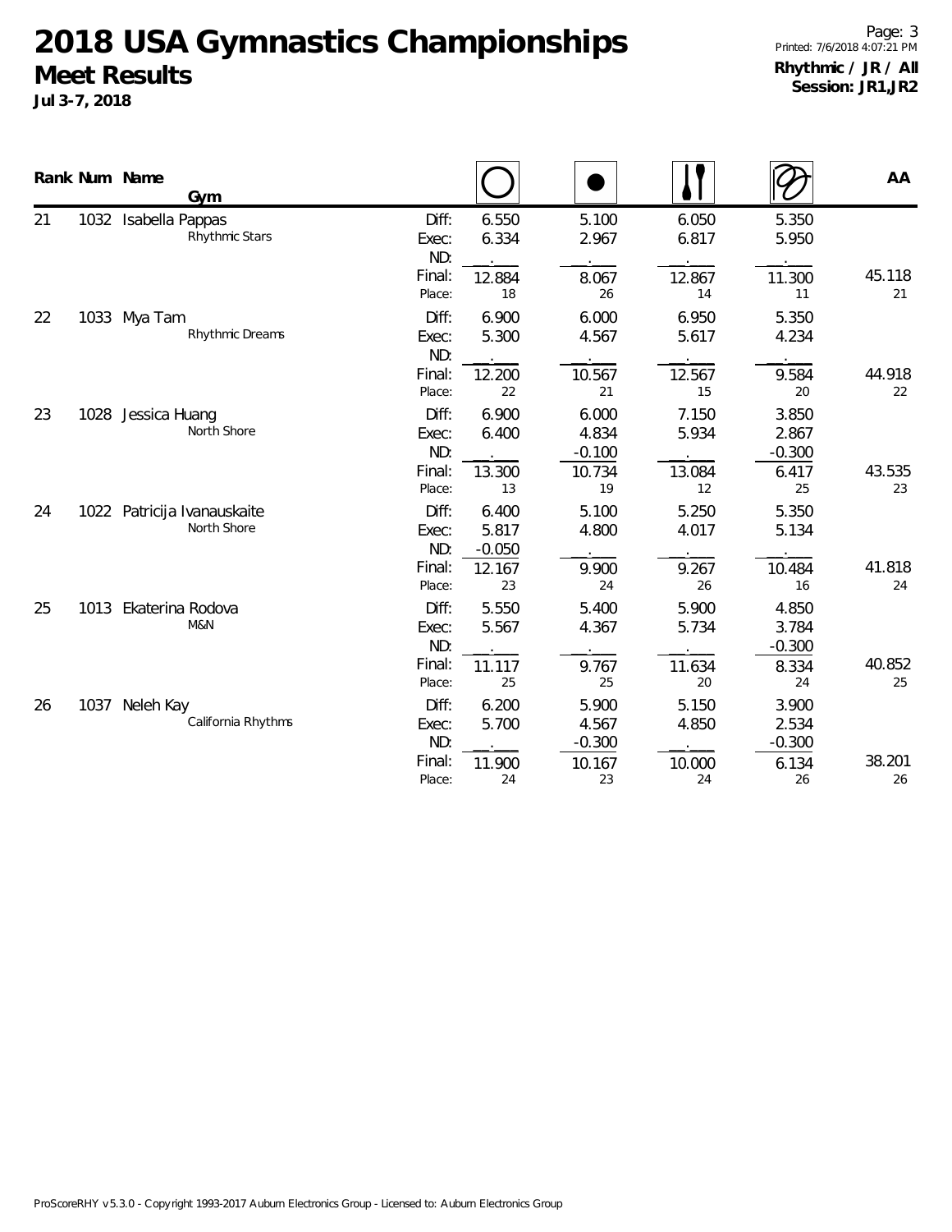# 2018 USA Gymnastics Championships

## Meet Results

**Jul 3-7, 2018**

**Rhythmic / JR / All**
**Session: JR1,JR2**

| Rank | Num | Name / Gym | | Hoop | Ball | Clubs | Ribbon | AA |
|---|---|---|---|---|---|---|---|---|
| 21 | 1032 | Isabella Pappas | Diff: | 6.550 | 5.100 | 6.050 | 5.350 | |
| | | Rhythmic Stars | Exec: | 6.334 | 2.967 | 6.817 | 5.950 | |
| | | | ND: | . | . | . | . | |
| | | | Final: | 12.884 | 8.067 | 12.867 | 11.300 | 45.118 |
| | | | Place: | 18 | 26 | 14 | 11 | 21 |
| 22 | 1033 | Mya Tam | Diff: | 6.900 | 6.000 | 6.950 | 5.350 | |
| | | Rhythmic Dreams | Exec: | 5.300 | 4.567 | 5.617 | 4.234 | |
| | | | ND: | . | . | . | . | |
| | | | Final: | 12.200 | 10.567 | 12.567 | 9.584 | 44.918 |
| | | | Place: | 22 | 21 | 15 | 20 | 22 |
| 23 | 1028 | Jessica Huang | Diff: | 6.900 | 6.000 | 7.150 | 3.850 | |
| | | North Shore | Exec: | 6.400 | 4.834 | 5.934 | 2.867 | |
| | | | ND: | . | -0.100 | . | -0.300 | |
| | | | Final: | 13.300 | 10.734 | 13.084 | 6.417 | 43.535 |
| | | | Place: | 13 | 19 | 12 | 25 | 23 |
| 24 | 1022 | Patricija Ivanauskaite | Diff: | 6.400 | 5.100 | 5.250 | 5.350 | |
| | | North Shore | Exec: | 5.817 | 4.800 | 4.017 | 5.134 | |
| | | | ND: | -0.050 | . | . | . | |
| | | | Final: | 12.167 | 9.900 | 9.267 | 10.484 | 41.818 |
| | | | Place: | 23 | 24 | 26 | 16 | 24 |
| 25 | 1013 | Ekaterina Rodova | Diff: | 5.550 | 5.400 | 5.900 | 4.850 | |
| | | M&N | Exec: | 5.567 | 4.367 | 5.734 | 3.784 | |
| | | | ND: | . | . | . | -0.300 | |
| | | | Final: | 11.117 | 9.767 | 11.634 | 8.334 | 40.852 |
| | | | Place: | 25 | 25 | 20 | 24 | 25 |
| 26 | 1037 | Neleh Kay | Diff: | 6.200 | 5.900 | 5.150 | 3.900 | |
| | | California Rhythms | Exec: | 5.700 | 4.567 | 4.850 | 2.534 | |
| | | | ND: | . | -0.300 | . | -0.300 | |
| | | | Final: | 11.900 | 10.167 | 10.000 | 6.134 | 38.201 |
| | | | Place: | 24 | 23 | 24 | 26 | 26 |